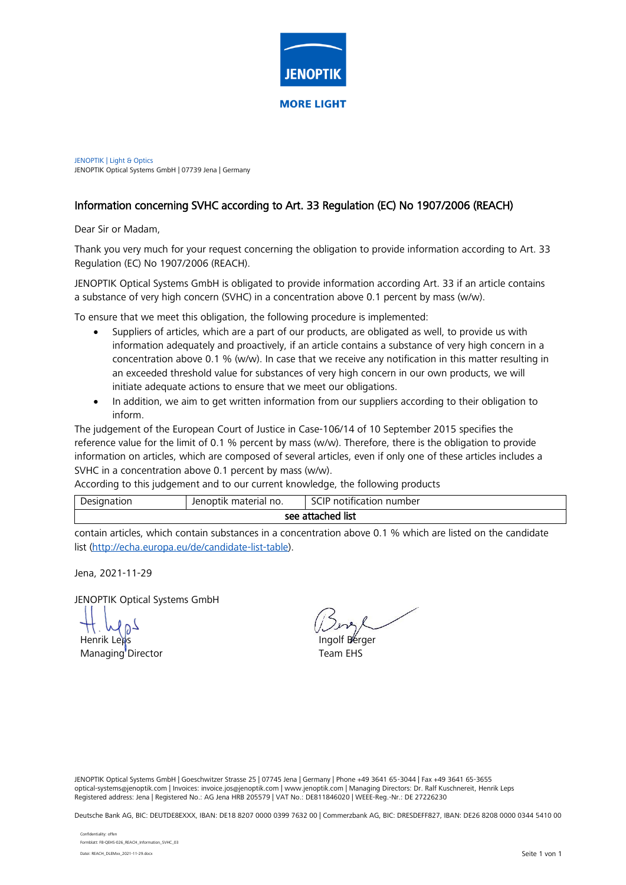JENOPTIK

MORE LIGHT

JENOPTIK | Light & Optics
JENOPTIK Optical Systems GmbH | 07739 Jena | Germany

## Information concerning SVHC according to Art. 33 Regulation (EC) No 1907/2006 (REACH)

Dear Sir or Madam,

Thank you very much for your request concerning the obligation to provide information according to Art. 33 Regulation (EC) No 1907/2006 (REACH).

JENOPTIK Optical Systems GmbH is obligated to provide information according Art. 33 if an article contains a substance of very high concern (SVHC) in a concentration above 0.1 percent by mass (w/w).

To ensure that we meet this obligation, the following procedure is implemented:

- Suppliers of articles, which are a part of our products, are obligated as well, to provide us with information adequately and proactively, if an article contains a substance of very high concern in a concentration above 0.1 % (w/w). In case that we receive any notification in this matter resulting in an exceeded threshold value for substances of very high concern in our own products, we will initiate adequate actions to ensure that we meet our obligations.
- In addition, we aim to get written information from our suppliers according to their obligation to inform.

The judgement of the European Court of Justice in Case-106/14 of 10 September 2015 specifies the reference value for the limit of 0.1 % percent by mass (w/w). Therefore, there is the obligation to provide information on articles, which are composed of several articles, even if only one of these articles includes a SVHC in a concentration above 0.1 percent by mass (w/w).

According to this judgement and to our current knowledge, the following products

| Designation | Jenoptik material no. | SCIP notification number |
|---|---|---|
| | **see attached list** | |

contain articles, which contain substances in a concentration above 0.1 % which are listed on the candidate list (http://echa.europa.eu/de/candidate-list-table).

Jena, 2021-11-29

JENOPTIK Optical Systems GmbH

Henrik Leps
Managing Director

Ingolf Berger
Team EHS

JENOPTIK Optical Systems GmbH | Goeschwitzer Strasse 25 | 07745 Jena | Germany | Phone +49 3641 65-3044 | Fax +49 3641 65-3655
optical-systems@jenoptik.com | Invoices: invoice.jos@jenoptik.com | www.jenoptik.com | Managing Directors: Dr. Ralf Kuschnereit, Henrik Leps
Registered address: Jena | Registered No.: AG Jena HRB 205579 | VAT No.: DE811846020 | WEEE-Reg.-Nr.: DE 27226230

Deutsche Bank AG, BIC: DEUTDE8EXXX, IBAN: DE18 8207 0000 0399 7632 00 | Commerzbank AG, BIC: DRESDEFF827, IBAN: DE26 8208 0000 0344 5410 00

Confidentiality: offen
Formblatt: FB-QEHS-026_REACH_Information_SVHC_03
Datei: REACH_DLEMxx_2021-11-29.docx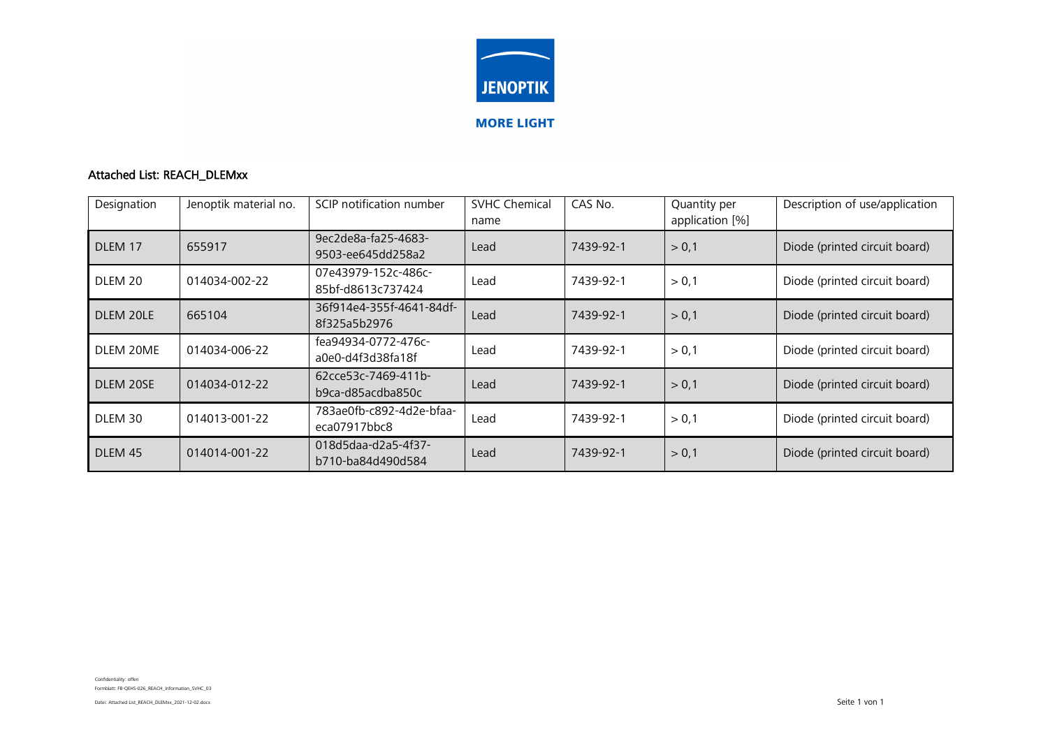JENOPTIK

MORE LIGHT

Attached List: REACH_DLEMxx

| Designation | Jenoptik material no. | SCIP notification number | SVHC Chemical name | CAS No. | Quantity per application [%] | Description of use/application |
|---|---|---|---|---|---|---|
| DLEM 17 | 655917 | 9ec2de8a-fa25-4683-9503-ee645dd258a2 | Lead | 7439-92-1 | > 0,1 | Diode (printed circuit board) |
| DLEM 20 | 014034-002-22 | 07e43979-152c-486c-85bf-d8613c737424 | Lead | 7439-92-1 | > 0,1 | Diode (printed circuit board) |
| DLEM 20LE | 665104 | 36f914e4-355f-4641-84df-8f325a5b2976 | Lead | 7439-92-1 | > 0,1 | Diode (printed circuit board) |
| DLEM 20ME | 014034-006-22 | fea94934-0772-476c-a0e0-d4f3d38fa18f | Lead | 7439-92-1 | > 0,1 | Diode (printed circuit board) |
| DLEM 20SE | 014034-012-22 | 62cce53c-7469-411b-b9ca-d85acdba850c | Lead | 7439-92-1 | > 0,1 | Diode (printed circuit board) |
| DLEM 30 | 014013-001-22 | 783ae0fb-c892-4d2e-bfaa-eca07917bbc8 | Lead | 7439-92-1 | > 0,1 | Diode (printed circuit board) |
| DLEM 45 | 014014-001-22 | 018d5daa-d2a5-4f37-b710-ba84d490d584 | Lead | 7439-92-1 | > 0,1 | Diode (printed circuit board) |

Confidentiality: offen
Formblatt: FB-QEHS-026_REACH_Information_SVHC_03

Datei: Attached List_REACH_DLEMxx_2021-12-02.docx